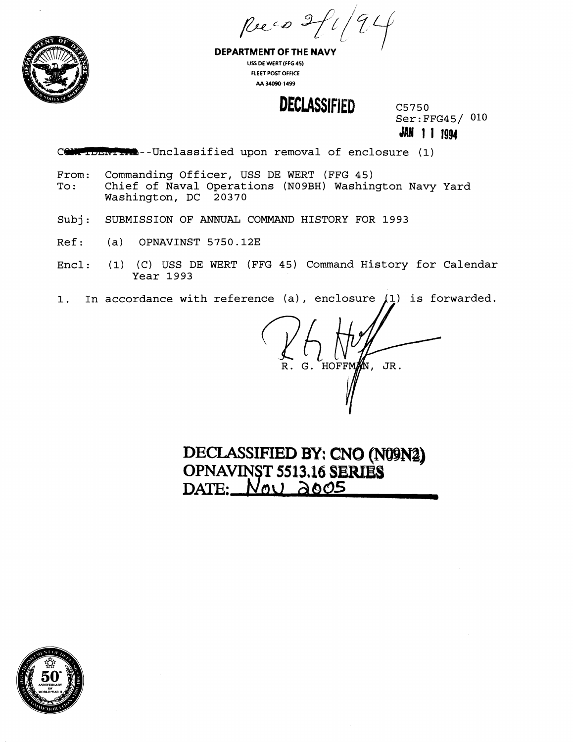Rec'd 2/1/94

**DEPARTMENT OF THE NAVY**
USS DE WERT (FFG 45)
FLEET POST OFFICE
AA 34090-1499

**DECLASSIFIED**

C5750
Ser:FFG45/ 010
**JAN 11 1994**

C[redacted]--Unclassified upon removal of enclosure (1)

From: Commanding Officer, USS DE WERT (FFG 45)
To: Chief of Naval Operations (N09BH) Washington Navy Yard Washington, DC 20370

Subj: SUBMISSION OF ANNUAL COMMAND HISTORY FOR 1993

Ref: (a) OPNAVINST 5750.12E

Encl: (1) (C) USS DE WERT (FFG 45) Command History for Calendar Year 1993

1. In accordance with reference (a), enclosure (1) is forwarded.

R. G. HOFFMAN, JR.

**DECLASSIFIED BY: CNO (N09N2)**
**OPNAVINST 5513.16 SERIES**
**DATE: Nov 2005**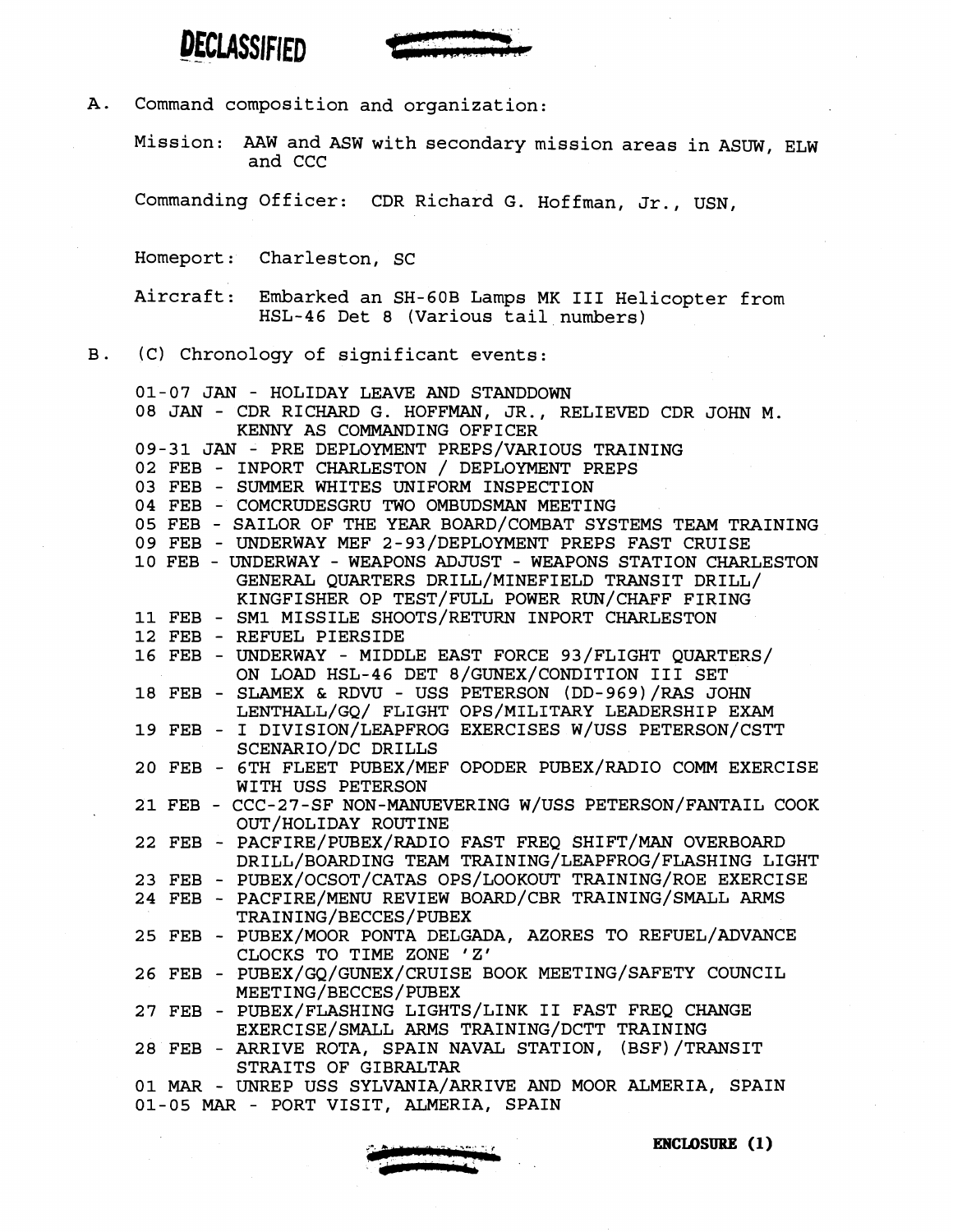**DECLASSIFIED**

A. Command composition and organization:

Mission: AAW and ASW with secondary mission areas in ASUW, ELW and CCC

Commanding Officer: CDR Richard G. Hoffman, Jr., USN,

Homeport: Charleston, SC

Aircraft: Embarked an SH-60B Lamps MK III Helicopter from HSL-46 Det 8 (Various tail numbers)

B. (C) Chronology of significant events:

- 01-07 JAN - HOLIDAY LEAVE AND STANDDOWN
- 08 JAN - CDR RICHARD G. HOFFMAN, JR., RELIEVED CDR JOHN M. KENNY AS COMMANDING OFFICER
- 09-31 JAN - PRE DEPLOYMENT PREPS/VARIOUS TRAINING
- 02 FEB - INPORT CHARLESTON / DEPLOYMENT PREPS
- 03 FEB - SUMMER WHITES UNIFORM INSPECTION
- 04 FEB - COMCRUDESGRU TWO OMBUDSMAN MEETING
- 05 FEB - SAILOR OF THE YEAR BOARD/COMBAT SYSTEMS TEAM TRAINING
- 09 FEB - UNDERWAY MEF 2-93/DEPLOYMENT PREPS FAST CRUISE
- 10 FEB - UNDERWAY - WEAPONS ADJUST - WEAPONS STATION CHARLESTON GENERAL QUARTERS DRILL/MINEFIELD TRANSIT DRILL/ KINGFISHER OP TEST/FULL POWER RUN/CHAFF FIRING
- 11 FEB - SM1 MISSILE SHOOTS/RETURN INPORT CHARLESTON
- 12 FEB - REFUEL PIERSIDE
- 16 FEB - UNDERWAY - MIDDLE EAST FORCE 93/FLIGHT QUARTERS/ ON LOAD HSL-46 DET 8/GUNEX/CONDITION III SET
- 18 FEB - SLAMEX & RDVU - USS PETERSON (DD-969)/RAS JOHN LENTHALL/GQ/ FLIGHT OPS/MILITARY LEADERSHIP EXAM
- 19 FEB - I DIVISION/LEAPFROG EXERCISES W/USS PETERSON/CSTT SCENARIO/DC DRILLS
- 20 FEB - 6TH FLEET PUBEX/MEF OPODER PUBEX/RADIO COMM EXERCISE WITH USS PETERSON
- 21 FEB - CCC-27-SF NON-MANUEVERING W/USS PETERSON/FANTAIL COOK OUT/HOLIDAY ROUTINE
- 22 FEB - PACFIRE/PUBEX/RADIO FAST FREQ SHIFT/MAN OVERBOARD DRILL/BOARDING TEAM TRAINING/LEAPFROG/FLASHING LIGHT
- 23 FEB - PUBEX/OCSOT/CATAS OPS/LOOKOUT TRAINING/ROE EXERCISE
- 24 FEB - PACFIRE/MENU REVIEW BOARD/CBR TRAINING/SMALL ARMS TRAINING/BECCES/PUBEX
- 25 FEB - PUBEX/MOOR PONTA DELGADA, AZORES TO REFUEL/ADVANCE CLOCKS TO TIME ZONE 'Z'
- 26 FEB - PUBEX/GQ/GUNEX/CRUISE BOOK MEETING/SAFETY COUNCIL MEETING/BECCES/PUBEX
- 27 FEB - PUBEX/FLASHING LIGHTS/LINK II FAST FREQ CHANGE EXERCISE/SMALL ARMS TRAINING/DCTT TRAINING
- 28 FEB - ARRIVE ROTA, SPAIN NAVAL STATION, (BSF)/TRANSIT STRAITS OF GIBRALTAR
- 01 MAR - UNREP USS SYLVANIA/ARRIVE AND MOOR ALMERIA, SPAIN
- 01-05 MAR - PORT VISIT, ALMERIA, SPAIN

**ENCLOSURE (1)**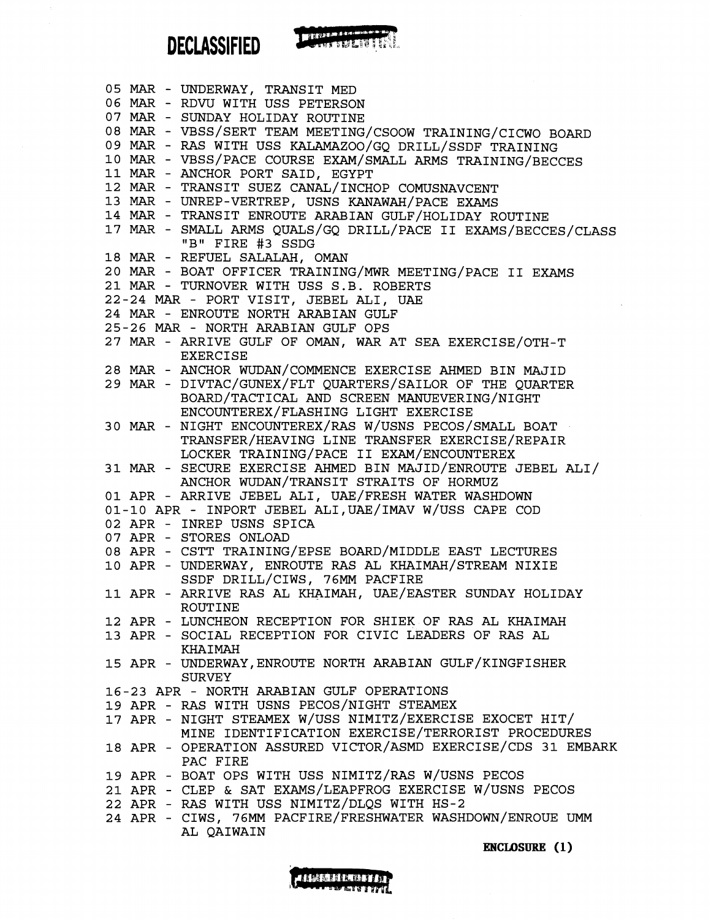DECLASSIFIED

05 MAR - UNDERWAY, TRANSIT MED
06 MAR - RDVU WITH USS PETERSON
07 MAR - SUNDAY HOLIDAY ROUTINE
08 MAR - VBSS/SERT TEAM MEETING/CSOOW TRAINING/CICWO BOARD
09 MAR - RAS WITH USS KALAMAZOO/GQ DRILL/SSDF TRAINING
10 MAR - VBSS/PACE COURSE EXAM/SMALL ARMS TRAINING/BECCES
11 MAR - ANCHOR PORT SAID, EGYPT
12 MAR - TRANSIT SUEZ CANAL/INCHOP COMUSNAVCENT
13 MAR - UNREP-VERTREP, USNS KANAWAH/PACE EXAMS
14 MAR - TRANSIT ENROUTE ARABIAN GULF/HOLIDAY ROUTINE
17 MAR - SMALL ARMS QUALS/GQ DRILL/PACE II EXAMS/BECCES/CLASS "B" FIRE #3 SSDG
18 MAR - REFUEL SALALAH, OMAN
20 MAR - BOAT OFFICER TRAINING/MWR MEETING/PACE II EXAMS
21 MAR - TURNOVER WITH USS S.B. ROBERTS
22-24 MAR - PORT VISIT, JEBEL ALI, UAE
24 MAR - ENROUTE NORTH ARABIAN GULF
25-26 MAR - NORTH ARABIAN GULF OPS
27 MAR - ARRIVE GULF OF OMAN, WAR AT SEA EXERCISE/OTH-T EXERCISE
28 MAR - ANCHOR WUDAN/COMMENCE EXERCISE AHMED BIN MAJID
29 MAR - DIVTAC/GUNEX/FLT QUARTERS/SAILOR OF THE QUARTER BOARD/TACTICAL AND SCREEN MANUEVERING/NIGHT ENCOUNTEREX/FLASHING LIGHT EXERCISE
30 MAR - NIGHT ENCOUNTEREX/RAS W/USNS PECOS/SMALL BOAT TRANSFER/HEAVING LINE TRANSFER EXERCISE/REPAIR LOCKER TRAINING/PACE II EXAM/ENCOUNTEREX
31 MAR - SECURE EXERCISE AHMED BIN MAJID/ENROUTE JEBEL ALI/ ANCHOR WUDAN/TRANSIT STRAITS OF HORMUZ
01 APR - ARRIVE JEBEL ALI, UAE/FRESH WATER WASHDOWN
01-10 APR - INPORT JEBEL ALI,UAE/IMAV W/USS CAPE COD
02 APR - INREP USNS SPICA
07 APR - STORES ONLOAD
08 APR - CSTT TRAINING/EPSE BOARD/MIDDLE EAST LECTURES
10 APR - UNDERWAY, ENROUTE RAS AL KHAIMAH/STREAM NIXIE SSDF DRILL/CIWS, 76MM PACFIRE
11 APR - ARRIVE RAS AL KHAIMAH, UAE/EASTER SUNDAY HOLIDAY ROUTINE
12 APR - LUNCHEON RECEPTION FOR SHIEK OF RAS AL KHAIMAH
13 APR - SOCIAL RECEPTION FOR CIVIC LEADERS OF RAS AL KHAIMAH
15 APR - UNDERWAY,ENROUTE NORTH ARABIAN GULF/KINGFISHER SURVEY
16-23 APR - NORTH ARABIAN GULF OPERATIONS
19 APR - RAS WITH USNS PECOS/NIGHT STEAMEX
17 APR - NIGHT STEAMEX W/USS NIMITZ/EXERCISE EXOCET HIT/ MINE IDENTIFICATION EXERCISE/TERRORIST PROCEDURES
18 APR - OPERATION ASSURED VICTOR/ASMD EXERCISE/CDS 31 EMBARK PAC FIRE
19 APR - BOAT OPS WITH USS NIMITZ/RAS W/USNS PECOS
21 APR - CLEP & SAT EXAMS/LEAPFROG EXERCISE W/USNS PECOS
22 APR - RAS WITH USS NIMITZ/DLQS WITH HS-2
24 APR - CIWS, 76MM PACFIRE/FRESHWATER WASHDOWN/ENROUE UMM AL QAIWAIN

**ENCLOSURE (1)**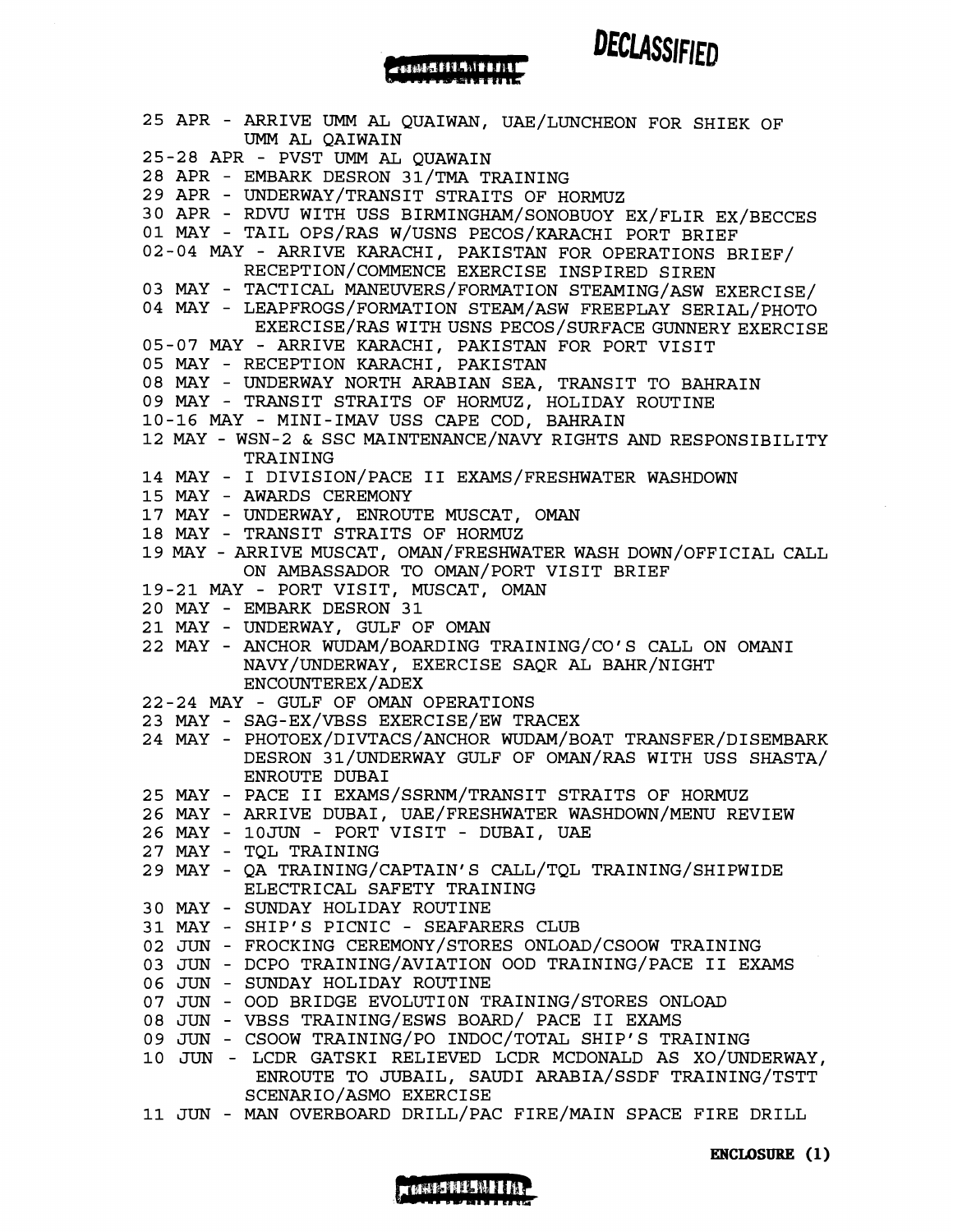DECLASSIFIED

25 APR - ARRIVE UMM AL QUAIWAN, UAE/LUNCHEON FOR SHIEK OF UMM AL QAIWAIN
25-28 APR - PVST UMM AL QUAWAIN
28 APR - EMBARK DESRON 31/TMA TRAINING
29 APR - UNDERWAY/TRANSIT STRAITS OF HORMUZ
30 APR - RDVU WITH USS BIRMINGHAM/SONOBUOY EX/FLIR EX/BECCES
01 MAY - TAIL OPS/RAS W/USNS PECOS/KARACHI PORT BRIEF
02-04 MAY - ARRIVE KARACHI, PAKISTAN FOR OPERATIONS BRIEF/ RECEPTION/COMMENCE EXERCISE INSPIRED SIREN
03 MAY - TACTICAL MANEUVERS/FORMATION STEAMING/ASW EXERCISE/
04 MAY - LEAPFROGS/FORMATION STEAM/ASW FREEPLAY SERIAL/PHOTO EXERCISE/RAS WITH USNS PECOS/SURFACE GUNNERY EXERCISE
05-07 MAY - ARRIVE KARACHI, PAKISTAN FOR PORT VISIT
05 MAY - RECEPTION KARACHI, PAKISTAN
08 MAY - UNDERWAY NORTH ARABIAN SEA, TRANSIT TO BAHRAIN
09 MAY - TRANSIT STRAITS OF HORMUZ, HOLIDAY ROUTINE
10-16 MAY - MINI-IMAV USS CAPE COD, BAHRAIN
12 MAY - WSN-2 & SSC MAINTENANCE/NAVY RIGHTS AND RESPONSIBILITY TRAINING
14 MAY - I DIVISION/PACE II EXAMS/FRESHWATER WASHDOWN
15 MAY - AWARDS CEREMONY
17 MAY - UNDERWAY, ENROUTE MUSCAT, OMAN
18 MAY - TRANSIT STRAITS OF HORMUZ
19 MAY - ARRIVE MUSCAT, OMAN/FRESHWATER WASH DOWN/OFFICIAL CALL ON AMBASSADOR TO OMAN/PORT VISIT BRIEF
19-21 MAY - PORT VISIT, MUSCAT, OMAN
20 MAY - EMBARK DESRON 31
21 MAY - UNDERWAY, GULF OF OMAN
22 MAY - ANCHOR WUDAM/BOARDING TRAINING/CO'S CALL ON OMANI NAVY/UNDERWAY, EXERCISE SAQR AL BAHR/NIGHT ENCOUNTEREX/ADEX
22-24 MAY - GULF OF OMAN OPERATIONS
23 MAY - SAG-EX/VBSS EXERCISE/EW TRACEX
24 MAY - PHOTOEX/DIVTACS/ANCHOR WUDAM/BOAT TRANSFER/DISEMBARK DESRON 31/UNDERWAY GULF OF OMAN/RAS WITH USS SHASTA/ ENROUTE DUBAI
25 MAY - PACE II EXAMS/SSRNM/TRANSIT STRAITS OF HORMUZ
26 MAY - ARRIVE DUBAI, UAE/FRESHWATER WASHDOWN/MENU REVIEW
26 MAY - 10JUN - PORT VISIT - DUBAI, UAE
27 MAY - TQL TRAINING
29 MAY - QA TRAINING/CAPTAIN'S CALL/TQL TRAINING/SHIPWIDE ELECTRICAL SAFETY TRAINING
30 MAY - SUNDAY HOLIDAY ROUTINE
31 MAY - SHIP'S PICNIC - SEAFARERS CLUB
02 JUN - FROCKING CEREMONY/STORES ONLOAD/CSOOW TRAINING
03 JUN - DCPO TRAINING/AVIATION OOD TRAINING/PACE II EXAMS
06 JUN - SUNDAY HOLIDAY ROUTINE
07 JUN - OOD BRIDGE EVOLUTION TRAINING/STORES ONLOAD
08 JUN - VBSS TRAINING/ESWS BOARD/ PACE II EXAMS
09 JUN - CSOOW TRAINING/PO INDOC/TOTAL SHIP'S TRAINING
10 JUN - LCDR GATSKI RELIEVED LCDR MCDONALD AS XO/UNDERWAY, ENROUTE TO JUBAIL, SAUDI ARABIA/SSDF TRAINING/TSTT SCENARIO/ASMO EXERCISE
11 JUN - MAN OVERBOARD DRILL/PAC FIRE/MAIN SPACE FIRE DRILL

**ENCLOSURE (1)**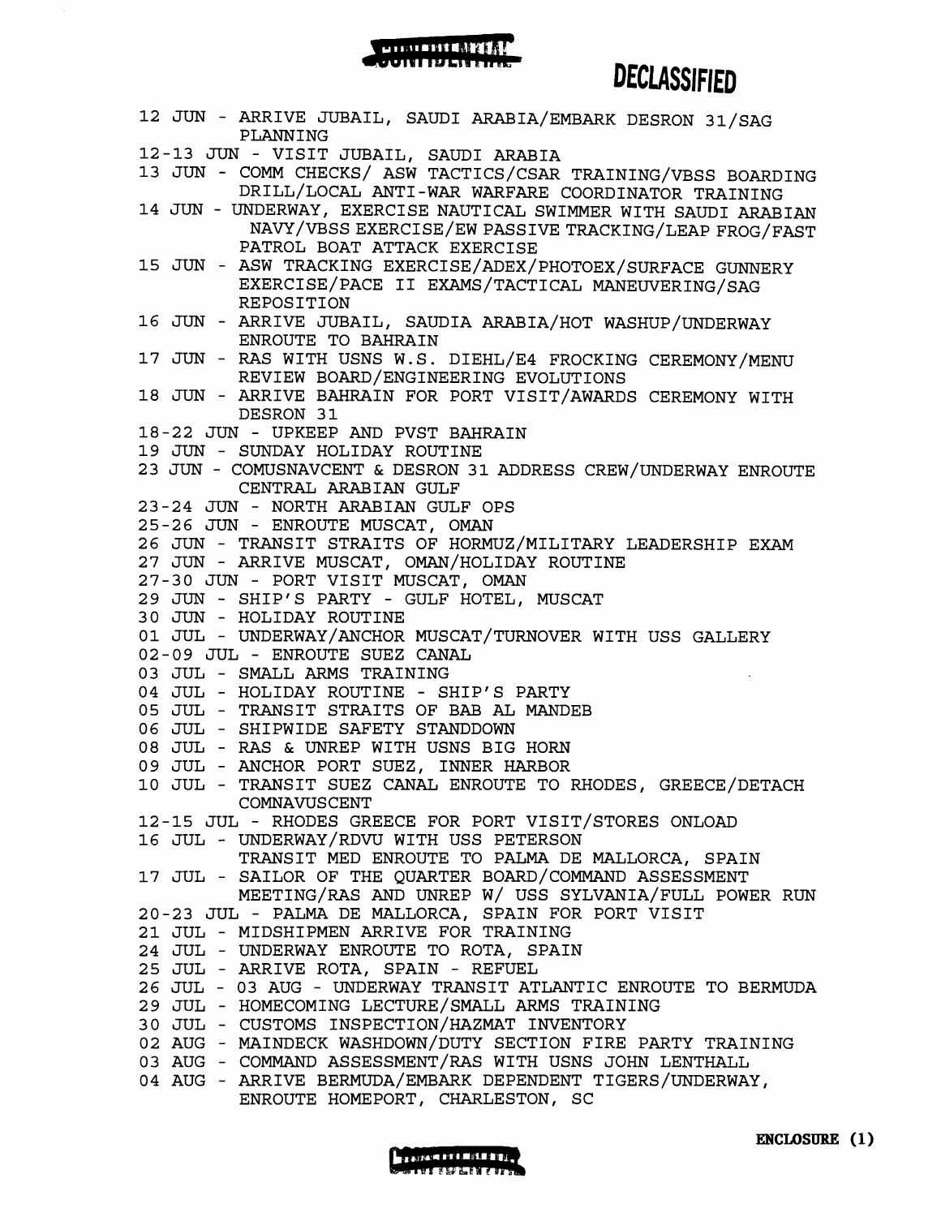DECLASSIFIED

12 JUN - ARRIVE JUBAIL, SAUDI ARABIA/EMBARK DESRON 31/SAG PLANNING

12-13 JUN - VISIT JUBAIL, SAUDI ARABIA

13 JUN - COMM CHECKS/ ASW TACTICS/CSAR TRAINING/VBSS BOARDING DRILL/LOCAL ANTI-WAR WARFARE COORDINATOR TRAINING

14 JUN - UNDERWAY, EXERCISE NAUTICAL SWIMMER WITH SAUDI ARABIAN NAVY/VBSS EXERCISE/EW PASSIVE TRACKING/LEAP FROG/FAST PATROL BOAT ATTACK EXERCISE

15 JUN - ASW TRACKING EXERCISE/ADEX/PHOTOEX/SURFACE GUNNERY EXERCISE/PACE II EXAMS/TACTICAL MANEUVERING/SAG REPOSITION

16 JUN - ARRIVE JUBAIL, SAUDIA ARABIA/HOT WASHUP/UNDERWAY ENROUTE TO BAHRAIN

17 JUN - RAS WITH USNS W.S. DIEHL/E4 FROCKING CEREMONY/MENU REVIEW BOARD/ENGINEERING EVOLUTIONS

18 JUN - ARRIVE BAHRAIN FOR PORT VISIT/AWARDS CEREMONY WITH DESRON 31

18-22 JUN - UPKEEP AND PVST BAHRAIN

19 JUN - SUNDAY HOLIDAY ROUTINE

23 JUN - COMUSNAVCENT & DESRON 31 ADDRESS CREW/UNDERWAY ENROUTE CENTRAL ARABIAN GULF

23-24 JUN - NORTH ARABIAN GULF OPS

25-26 JUN - ENROUTE MUSCAT, OMAN

26 JUN - TRANSIT STRAITS OF HORMUZ/MILITARY LEADERSHIP EXAM

27 JUN - ARRIVE MUSCAT, OMAN/HOLIDAY ROUTINE

27-30 JUN - PORT VISIT MUSCAT, OMAN

29 JUN - SHIP'S PARTY - GULF HOTEL, MUSCAT

30 JUN - HOLIDAY ROUTINE

01 JUL - UNDERWAY/ANCHOR MUSCAT/TURNOVER WITH USS GALLERY

02-09 JUL - ENROUTE SUEZ CANAL

03 JUL - SMALL ARMS TRAINING

04 JUL - HOLIDAY ROUTINE - SHIP'S PARTY

05 JUL - TRANSIT STRAITS OF BAB AL MANDEB

06 JUL - SHIPWIDE SAFETY STANDDOWN

08 JUL - RAS & UNREP WITH USNS BIG HORN

09 JUL - ANCHOR PORT SUEZ, INNER HARBOR

10 JUL - TRANSIT SUEZ CANAL ENROUTE TO RHODES, GREECE/DETACH COMNAVUSCENT

12-15 JUL - RHODES GREECE FOR PORT VISIT/STORES ONLOAD

16 JUL - UNDERWAY/RDVU WITH USS PETERSON TRANSIT MED ENROUTE TO PALMA DE MALLORCA, SPAIN

17 JUL - SAILOR OF THE QUARTER BOARD/COMMAND ASSESSMENT MEETING/RAS AND UNREP W/ USS SYLVANIA/FULL POWER RUN

20-23 JUL - PALMA DE MALLORCA, SPAIN FOR PORT VISIT

21 JUL - MIDSHIPMEN ARRIVE FOR TRAINING

24 JUL - UNDERWAY ENROUTE TO ROTA, SPAIN

25 JUL - ARRIVE ROTA, SPAIN - REFUEL

26 JUL - 03 AUG - UNDERWAY TRANSIT ATLANTIC ENROUTE TO BERMUDA

29 JUL - HOMECOMING LECTURE/SMALL ARMS TRAINING

30 JUL - CUSTOMS INSPECTION/HAZMAT INVENTORY

02 AUG - MAINDECK WASHDOWN/DUTY SECTION FIRE PARTY TRAINING

03 AUG - COMMAND ASSESSMENT/RAS WITH USNS JOHN LENTHALL

04 AUG - ARRIVE BERMUDA/EMBARK DEPENDENT TIGERS/UNDERWAY, ENROUTE HOMEPORT, CHARLESTON, SC

**ENCLOSURE (1)**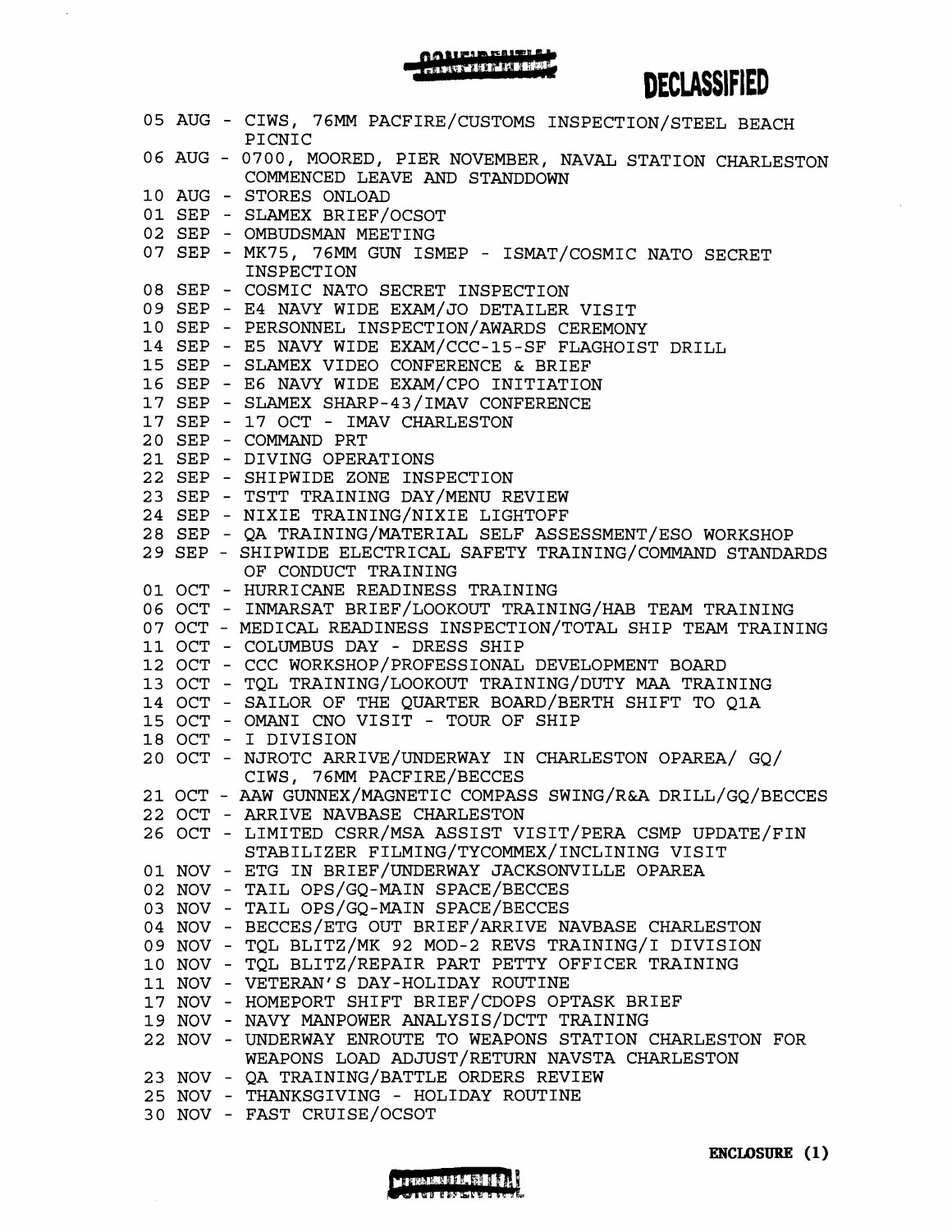DECLASSIFIED

05 AUG - CIWS, 76MM PACFIRE/CUSTOMS INSPECTION/STEEL BEACH PICNIC
06 AUG - 0700, MOORED, PIER NOVEMBER, NAVAL STATION CHARLESTON COMMENCED LEAVE AND STANDDOWN
10 AUG - STORES ONLOAD
01 SEP - SLAMEX BRIEF/OCSOT
02 SEP - OMBUDSMAN MEETING
07 SEP - MK75, 76MM GUN ISMEP - ISMAT/COSMIC NATO SECRET INSPECTION
08 SEP - COSMIC NATO SECRET INSPECTION
09 SEP - E4 NAVY WIDE EXAM/JO DETAILER VISIT
10 SEP - PERSONNEL INSPECTION/AWARDS CEREMONY
14 SEP - E5 NAVY WIDE EXAM/CCC-15-SF FLAGHOIST DRILL
15 SEP - SLAMEX VIDEO CONFERENCE & BRIEF
16 SEP - E6 NAVY WIDE EXAM/CPO INITIATION
17 SEP - SLAMEX SHARP-43/IMAV CONFERENCE
17 SEP - 17 OCT - IMAV CHARLESTON
20 SEP - COMMAND PRT
21 SEP - DIVING OPERATIONS
22 SEP - SHIPWIDE ZONE INSPECTION
23 SEP - TSTT TRAINING DAY/MENU REVIEW
24 SEP - NIXIE TRAINING/NIXIE LIGHTOFF
28 SEP - QA TRAINING/MATERIAL SELF ASSESSMENT/ESO WORKSHOP
29 SEP - SHIPWIDE ELECTRICAL SAFETY TRAINING/COMMAND STANDARDS OF CONDUCT TRAINING
01 OCT - HURRICANE READINESS TRAINING
06 OCT - INMARSAT BRIEF/LOOKOUT TRAINING/HAB TEAM TRAINING
07 OCT - MEDICAL READINESS INSPECTION/TOTAL SHIP TEAM TRAINING
11 OCT - COLUMBUS DAY - DRESS SHIP
12 OCT - CCC WORKSHOP/PROFESSIONAL DEVELOPMENT BOARD
13 OCT - TQL TRAINING/LOOKOUT TRAINING/DUTY MAA TRAINING
14 OCT - SAILOR OF THE QUARTER BOARD/BERTH SHIFT TO Q1A
15 OCT - OMANI CNO VISIT - TOUR OF SHIP
18 OCT - I DIVISION
20 OCT - NJROTC ARRIVE/UNDERWAY IN CHARLESTON OPAREA/ GQ/ CIWS, 76MM PACFIRE/BECCES
21 OCT - AAW GUNNEX/MAGNETIC COMPASS SWING/R&A DRILL/GQ/BECCES
22 OCT - ARRIVE NAVBASE CHARLESTON
26 OCT - LIMITED CSRR/MSA ASSIST VISIT/PERA CSMP UPDATE/FIN STABILIZER FILMING/TYCOMMEX/INCLINING VISIT
01 NOV - ETG IN BRIEF/UNDERWAY JACKSONVILLE OPAREA
02 NOV - TAIL OPS/GQ-MAIN SPACE/BECCES
03 NOV - TAIL OPS/GQ-MAIN SPACE/BECCES
04 NOV - BECCES/ETG OUT BRIEF/ARRIVE NAVBASE CHARLESTON
09 NOV - TQL BLITZ/MK 92 MOD-2 REVS TRAINING/I DIVISION
10 NOV - TQL BLITZ/REPAIR PART PETTY OFFICER TRAINING
11 NOV - VETERAN'S DAY-HOLIDAY ROUTINE
17 NOV - HOMEPORT SHIFT BRIEF/CDOPS OPTASK BRIEF
19 NOV - NAVY MANPOWER ANALYSIS/DCTT TRAINING
22 NOV - UNDERWAY ENROUTE TO WEAPONS STATION CHARLESTON FOR WEAPONS LOAD ADJUST/RETURN NAVSTA CHARLESTON
23 NOV - QA TRAINING/BATTLE ORDERS REVIEW
25 NOV - THANKSGIVING - HOLIDAY ROUTINE
30 NOV - FAST CRUISE/OCSOT

**ENCLOSURE (1)**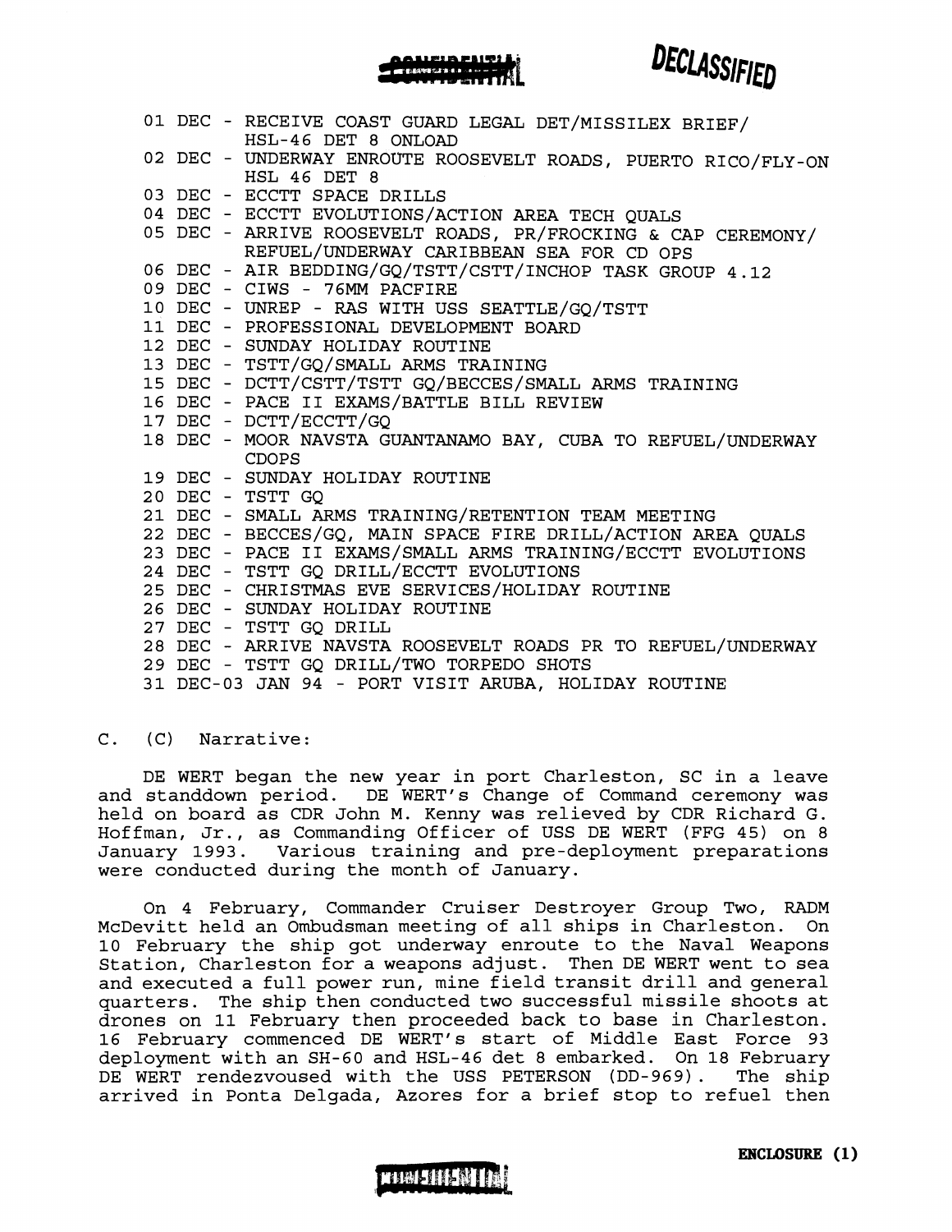CONFIDENTIAL DECLASSIFIED

01 DEC - RECEIVE COAST GUARD LEGAL DET/MISSILEX BRIEF/ HSL-46 DET 8 ONLOAD
02 DEC - UNDERWAY ENROUTE ROOSEVELT ROADS, PUERTO RICO/FLY-ON HSL 46 DET 8
03 DEC - ECCTT SPACE DRILLS
04 DEC - ECCTT EVOLUTIONS/ACTION AREA TECH QUALS
05 DEC - ARRIVE ROOSEVELT ROADS, PR/FROCKING & CAP CEREMONY/ REFUEL/UNDERWAY CARIBBEAN SEA FOR CD OPS
06 DEC - AIR BEDDING/GQ/TSTT/CSTT/INCHOP TASK GROUP 4.12
09 DEC - CIWS - 76MM PACFIRE
10 DEC - UNREP - RAS WITH USS SEATTLE/GQ/TSTT
11 DEC - PROFESSIONAL DEVELOPMENT BOARD
12 DEC - SUNDAY HOLIDAY ROUTINE
13 DEC - TSTT/GQ/SMALL ARMS TRAINING
15 DEC - DCTT/CSTT/TSTT GQ/BECCES/SMALL ARMS TRAINING
16 DEC - PACE II EXAMS/BATTLE BILL REVIEW
17 DEC - DCTT/ECCTT/GQ
18 DEC - MOOR NAVSTA GUANTANAMO BAY, CUBA TO REFUEL/UNDERWAY CDOPS
19 DEC - SUNDAY HOLIDAY ROUTINE
20 DEC - TSTT GQ
21 DEC - SMALL ARMS TRAINING/RETENTION TEAM MEETING
22 DEC - BECCES/GQ, MAIN SPACE FIRE DRILL/ACTION AREA QUALS
23 DEC - PACE II EXAMS/SMALL ARMS TRAINING/ECCTT EVOLUTIONS
24 DEC - TSTT GQ DRILL/ECCTT EVOLUTIONS
25 DEC - CHRISTMAS EVE SERVICES/HOLIDAY ROUTINE
26 DEC - SUNDAY HOLIDAY ROUTINE
27 DEC - TSTT GQ DRILL
28 DEC - ARRIVE NAVSTA ROOSEVELT ROADS PR TO REFUEL/UNDERWAY
29 DEC - TSTT GQ DRILL/TWO TORPEDO SHOTS
31 DEC-03 JAN 94 - PORT VISIT ARUBA, HOLIDAY ROUTINE

C. (C) Narrative:

DE WERT began the new year in port Charleston, SC in a leave and standdown period. DE WERT's Change of Command ceremony was held on board as CDR John M. Kenny was relieved by CDR Richard G. Hoffman, Jr., as Commanding Officer of USS DE WERT (FFG 45) on 8 January 1993. Various training and pre-deployment preparations were conducted during the month of January.

On 4 February, Commander Cruiser Destroyer Group Two, RADM McDevitt held an Ombudsman meeting of all ships in Charleston. On 10 February the ship got underway enroute to the Naval Weapons Station, Charleston for a weapons adjust. Then DE WERT went to sea and executed a full power run, mine field transit drill and general quarters. The ship then conducted two successful missile shoots at drones on 11 February then proceeded back to base in Charleston. 16 February commenced DE WERT's start of Middle East Force 93 deployment with an SH-60 and HSL-46 det 8 embarked. On 18 February DE WERT rendezvoused with the USS PETERSON (DD-969). The ship arrived in Ponta Delgada, Azores for a brief stop to refuel then

**ENCLOSURE (1)**

CONFIDENTIAL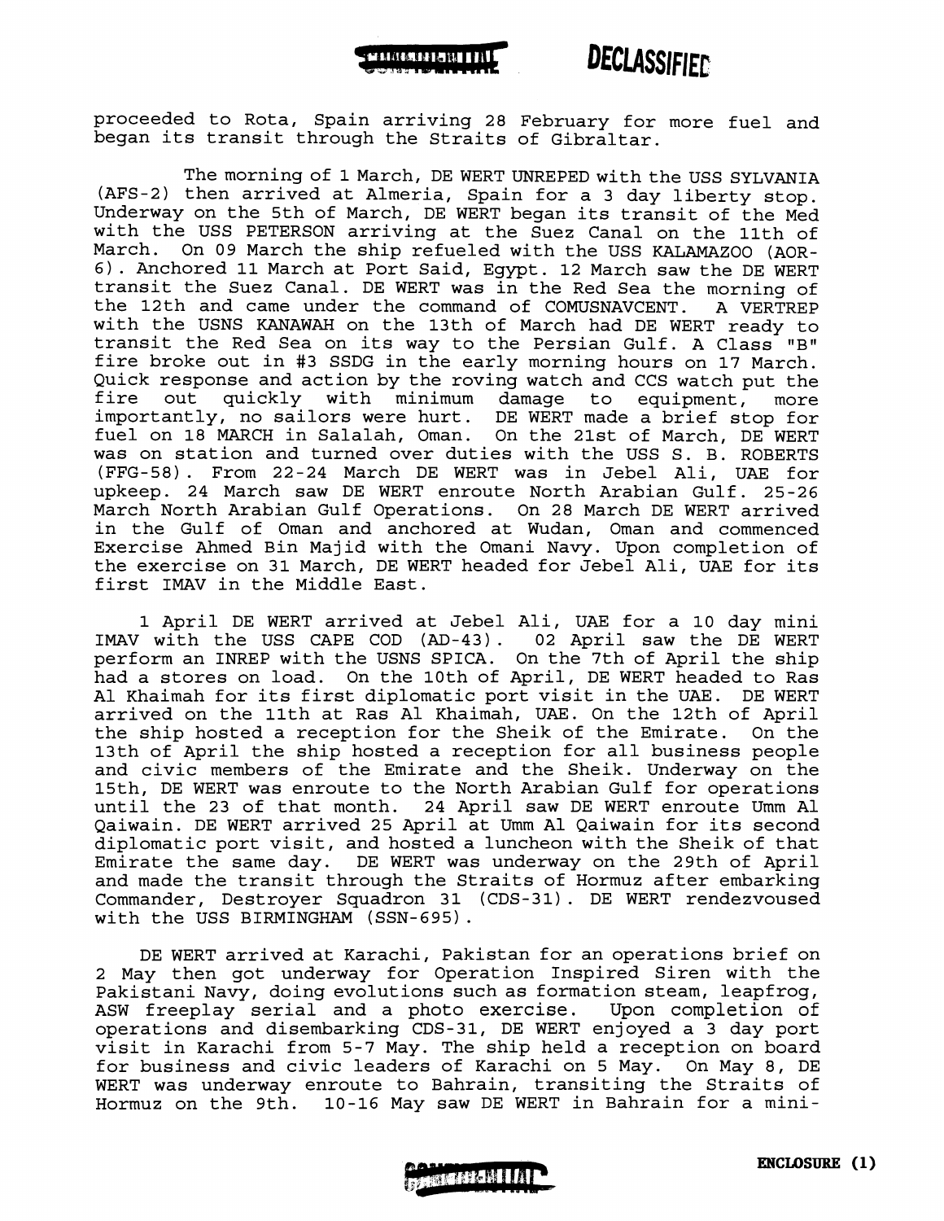proceeded to Rota, Spain arriving 28 February for more fuel and began its transit through the Straits of Gibraltar.

The morning of 1 March, DE WERT UNREPED with the USS SYLVANIA (AFS-2) then arrived at Almeria, Spain for a 3 day liberty stop. Underway on the 5th of March, DE WERT began its transit of the Med with the USS PETERSON arriving at the Suez Canal on the 11th of March. On 09 March the ship refueled with the USS KALAMAZOO (AOR-6). Anchored 11 March at Port Said, Egypt. 12 March saw the DE WERT transit the Suez Canal. DE WERT was in the Red Sea the morning of the 12th and came under the command of COMUSNAVCENT. A VERTREP with the USNS KANAWAH on the 13th of March had DE WERT ready to transit the Red Sea on its way to the Persian Gulf. A Class "B" fire broke out in #3 SSDG in the early morning hours on 17 March. Quick response and action by the roving watch and CCS watch put the fire out quickly with minimum damage to equipment, more importantly, no sailors were hurt. DE WERT made a brief stop for fuel on 18 MARCH in Salalah, Oman. On the 21st of March, DE WERT was on station and turned over duties with the USS S. B. ROBERTS (FFG-58). From 22-24 March DE WERT was in Jebel Ali, UAE for upkeep. 24 March saw DE WERT enroute North Arabian Gulf. 25-26 March North Arabian Gulf Operations. On 28 March DE WERT arrived in the Gulf of Oman and anchored at Wudan, Oman and commenced Exercise Ahmed Bin Majid with the Omani Navy. Upon completion of the exercise on 31 March, DE WERT headed for Jebel Ali, UAE for its first IMAV in the Middle East.

1 April DE WERT arrived at Jebel Ali, UAE for a 10 day mini IMAV with the USS CAPE COD (AD-43). 02 April saw the DE WERT perform an INREP with the USNS SPICA. On the 7th of April the ship had a stores on load. On the 10th of April, DE WERT headed to Ras Al Khaimah for its first diplomatic port visit in the UAE. DE WERT arrived on the 11th at Ras Al Khaimah, UAE. On the 12th of April the ship hosted a reception for the Sheik of the Emirate. On the 13th of April the ship hosted a reception for all business people and civic members of the Emirate and the Sheik. Underway on the 15th, DE WERT was enroute to the North Arabian Gulf for operations until the 23 of that month. 24 April saw DE WERT enroute Umm Al Qaiwain. DE WERT arrived 25 April at Umm Al Qaiwain for its second diplomatic port visit, and hosted a luncheon with the Sheik of that Emirate the same day. DE WERT was underway on the 29th of April and made the transit through the Straits of Hormuz after embarking Commander, Destroyer Squadron 31 (CDS-31). DE WERT rendezvoused with the USS BIRMINGHAM (SSN-695).

DE WERT arrived at Karachi, Pakistan for an operations brief on 2 May then got underway for Operation Inspired Siren with the Pakistani Navy, doing evolutions such as formation steam, leapfrog, ASW freeplay serial and a photo exercise. Upon completion of operations and disembarking CDS-31, DE WERT enjoyed a 3 day port visit in Karachi from 5-7 May. The ship held a reception on board for business and civic leaders of Karachi on 5 May. On May 8, DE WERT was underway enroute to Bahrain, transiting the Straits of Hormuz on the 9th. 10-16 May saw DE WERT in Bahrain for a mini-

**ENCLOSURE (1)**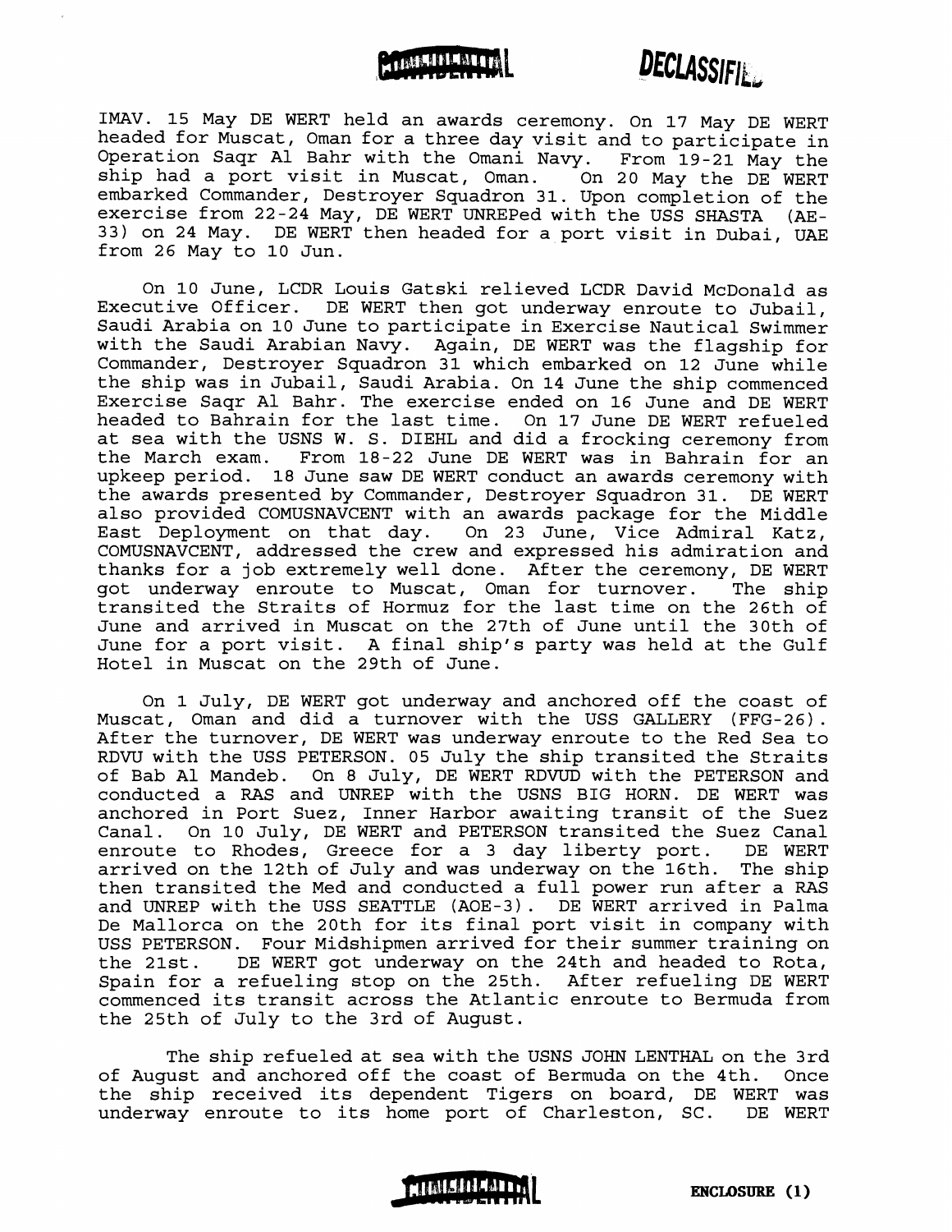IMAV. 15 May DE WERT held an awards ceremony. On 17 May DE WERT headed for Muscat, Oman for a three day visit and to participate in Operation Saqr Al Bahr with the Omani Navy. From 19-21 May the ship had a port visit in Muscat, Oman. On 20 May the DE WERT embarked Commander, Destroyer Squadron 31. Upon completion of the exercise from 22-24 May, DE WERT UNREPed with the USS SHASTA (AE-33) on 24 May. DE WERT then headed for a port visit in Dubai, UAE from 26 May to 10 Jun.

On 10 June, LCDR Louis Gatski relieved LCDR David McDonald as Executive Officer. DE WERT then got underway enroute to Jubail, Saudi Arabia on 10 June to participate in Exercise Nautical Swimmer with the Saudi Arabian Navy. Again, DE WERT was the flagship for Commander, Destroyer Squadron 31 which embarked on 12 June while the ship was in Jubail, Saudi Arabia. On 14 June the ship commenced Exercise Saqr Al Bahr. The exercise ended on 16 June and DE WERT headed to Bahrain for the last time. On 17 June DE WERT refueled at sea with the USNS W. S. DIEHL and did a frocking ceremony from the March exam. From 18-22 June DE WERT was in Bahrain for an upkeep period. 18 June saw DE WERT conduct an awards ceremony with the awards presented by Commander, Destroyer Squadron 31. DE WERT also provided COMUSNAVCENT with an awards package for the Middle East Deployment on that day. On 23 June, Vice Admiral Katz, COMUSNAVCENT, addressed the crew and expressed his admiration and thanks for a job extremely well done. After the ceremony, DE WERT got underway enroute to Muscat, Oman for turnover. The ship transited the Straits of Hormuz for the last time on the 26th of June and arrived in Muscat on the 27th of June until the 30th of June for a port visit. A final ship's party was held at the Gulf Hotel in Muscat on the 29th of June.

On 1 July, DE WERT got underway and anchored off the coast of Muscat, Oman and did a turnover with the USS GALLERY (FFG-26). After the turnover, DE WERT was underway enroute to the Red Sea to RDVU with the USS PETERSON. 05 July the ship transited the Straits of Bab Al Mandeb. On 8 July, DE WERT RDVUD with the PETERSON and conducted a RAS and UNREP with the USNS BIG HORN. DE WERT was anchored in Port Suez, Inner Harbor awaiting transit of the Suez Canal. On 10 July, DE WERT and PETERSON transited the Suez Canal enroute to Rhodes, Greece for a 3 day liberty port. DE WERT arrived on the 12th of July and was underway on the 16th. The ship then transited the Med and conducted a full power run after a RAS and UNREP with the USS SEATTLE (AOE-3). DE WERT arrived in Palma De Mallorca on the 20th for its final port visit in company with USS PETERSON. Four Midshipmen arrived for their summer training on the 21st. DE WERT got underway on the 24th and headed to Rota, Spain for a refueling stop on the 25th. After refueling DE WERT commenced its transit across the Atlantic enroute to Bermuda from the 25th of July to the 3rd of August.

The ship refueled at sea with the USNS JOHN LENTHAL on the 3rd of August and anchored off the coast of Bermuda on the 4th. Once the ship received its dependent Tigers on board, DE WERT was underway enroute to its home port of Charleston, SC. DE WERT

ENCLOSURE (1)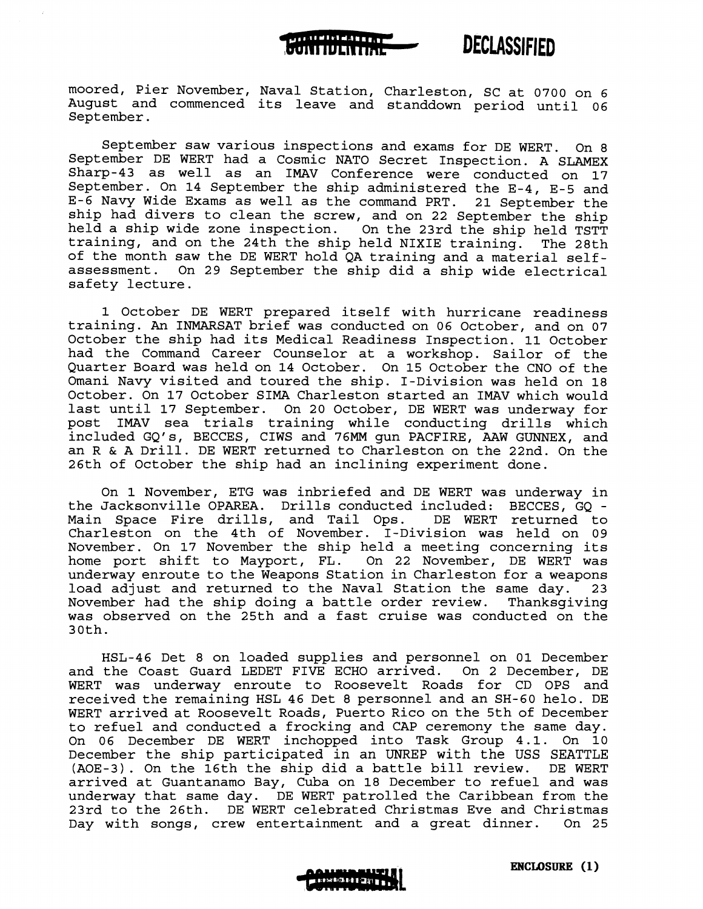moored, Pier November, Naval Station, Charleston, SC at 0700 on 6 August and commenced its leave and standdown period until 06 September.

September saw various inspections and exams for DE WERT. On 8 September DE WERT had a Cosmic NATO Secret Inspection. A SLAMEX Sharp-43 as well as an IMAV Conference were conducted on 17 September. On 14 September the ship administered the E-4, E-5 and E-6 Navy Wide Exams as well as the command PRT. 21 September the ship had divers to clean the screw, and on 22 September the ship held a ship wide zone inspection. On the 23rd the ship held TSTT training, and on the 24th the ship held NIXIE training. The 28th of the month saw the DE WERT hold QA training and a material self-assessment. On 29 September the ship did a ship wide electrical safety lecture.

1 October DE WERT prepared itself with hurricane readiness training. An INMARSAT brief was conducted on 06 October, and on 07 October the ship had its Medical Readiness Inspection. 11 October had the Command Career Counselor at a workshop. Sailor of the Quarter Board was held on 14 October. On 15 October the CNO of the Omani Navy visited and toured the ship. I-Division was held on 18 October. On 17 October SIMA Charleston started an IMAV which would last until 17 September. On 20 October, DE WERT was underway for post IMAV sea trials training while conducting drills which included GQ's, BECCES, CIWS and 76MM gun PACFIRE, AAW GUNNEX, and an R & A Drill. DE WERT returned to Charleston on the 22nd. On the 26th of October the ship had an inclining experiment done.

On 1 November, ETG was inbriefed and DE WERT was underway in the Jacksonville OPAREA. Drills conducted included: BECCES, GQ - Main Space Fire drills, and Tail Ops. DE WERT returned to Charleston on the 4th of November. I-Division was held on 09 November. On 17 November the ship held a meeting concerning its home port shift to Mayport, FL. On 22 November, DE WERT was underway enroute to the Weapons Station in Charleston for a weapons load adjust and returned to the Naval Station the same day. 23 November had the ship doing a battle order review. Thanksgiving was observed on the 25th and a fast cruise was conducted on the 30th.

HSL-46 Det 8 on loaded supplies and personnel on 01 December and the Coast Guard LEDET FIVE ECHO arrived. On 2 December, DE WERT was underway enroute to Roosevelt Roads for CD OPS and received the remaining HSL 46 Det 8 personnel and an SH-60 helo. DE WERT arrived at Roosevelt Roads, Puerto Rico on the 5th of December to refuel and conducted a frocking and CAP ceremony the same day. On 06 December DE WERT inchopped into Task Group 4.1. On 10 December the ship participated in an UNREP with the USS SEATTLE (AOE-3). On the 16th the ship did a battle bill review. DE WERT arrived at Guantanamo Bay, Cuba on 18 December to refuel and was underway that same day. DE WERT patrolled the Caribbean from the 23rd to the 26th. DE WERT celebrated Christmas Eve and Christmas Day with songs, crew entertainment and a great dinner. On 25

ENCLOSURE (1)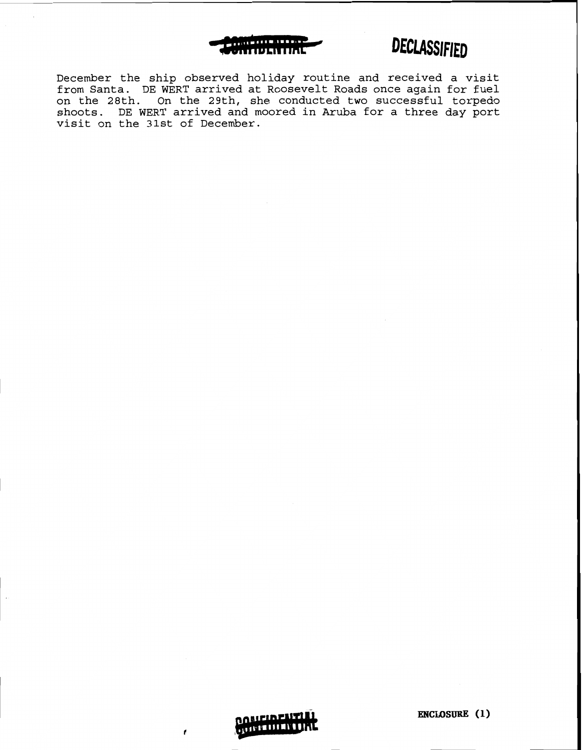CONFIDENTIAL DECLASSIFIED

December the ship observed holiday routine and received a visit from Santa. DE WERT arrived at Roosevelt Roads once again for fuel on the 28th. On the 29th, she conducted two successful torpedo shoots. DE WERT arrived and moored in Aruba for a three day port visit on the 31st of December.

CONFIDENTIAL

ENCLOSURE (1)